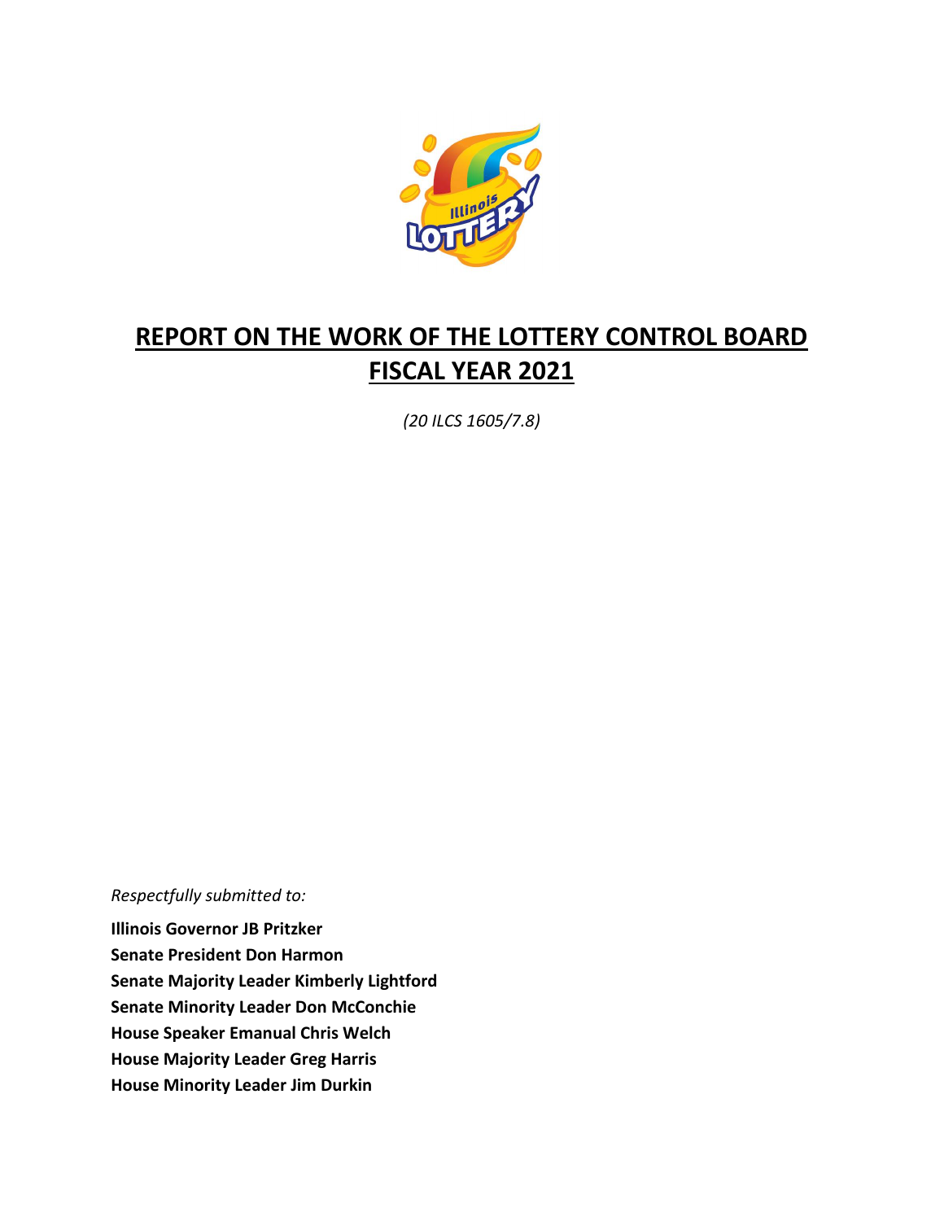# REPORT ON THE WORK OF THE LOTTERY CONTROL BOARD FISCAL YEAR 2021

*(20 ILCS 1605/7.8)*

*Respectfully submitted to:*

**Illinois Governor JB Pritzker**
**Senate President Don Harmon**
**Senate Majority Leader Kimberly Lightford**
**Senate Minority Leader Don McConchie**
**House Speaker Emanual Chris Welch**
**House Majority Leader Greg Harris**
**House Minority Leader Jim Durkin**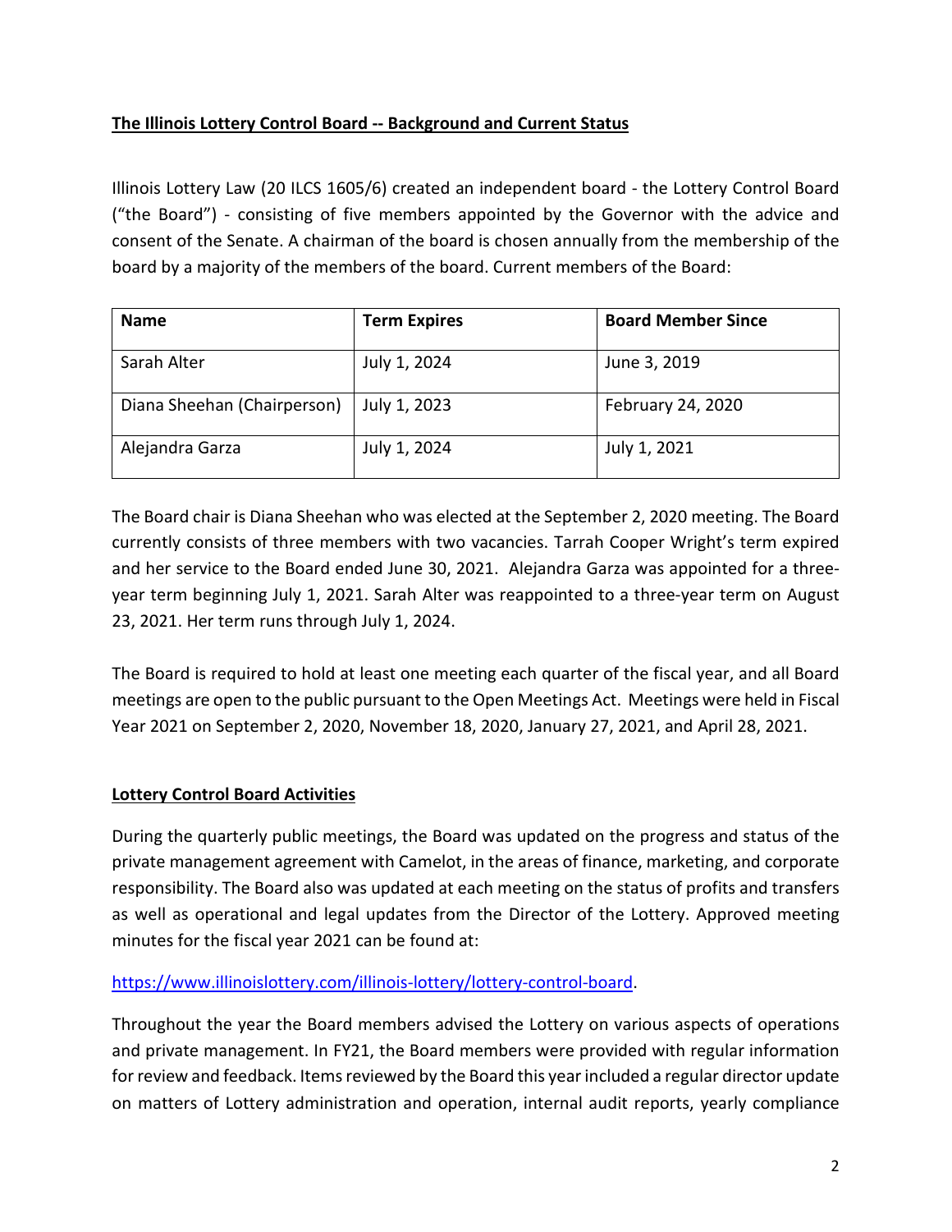**The Illinois Lottery Control Board -- Background and Current Status**

Illinois Lottery Law (20 ILCS 1605/6) created an independent board - the Lottery Control Board ("the Board") - consisting of five members appointed by the Governor with the advice and consent of the Senate. A chairman of the board is chosen annually from the membership of the board by a majority of the members of the board. Current members of the Board:

| Name | Term Expires | Board Member Since |
|---|---|---|
| Sarah Alter | July 1, 2024 | June 3, 2019 |
| Diana Sheehan (Chairperson) | July 1, 2023 | February 24, 2020 |
| Alejandra Garza | July 1, 2024 | July 1, 2021 |

The Board chair is Diana Sheehan who was elected at the September 2, 2020 meeting. The Board currently consists of three members with two vacancies. Tarrah Cooper Wright's term expired and her service to the Board ended June 30, 2021. Alejandra Garza was appointed for a three-year term beginning July 1, 2021. Sarah Alter was reappointed to a three-year term on August 23, 2021. Her term runs through July 1, 2024.

The Board is required to hold at least one meeting each quarter of the fiscal year, and all Board meetings are open to the public pursuant to the Open Meetings Act. Meetings were held in Fiscal Year 2021 on September 2, 2020, November 18, 2020, January 27, 2021, and April 28, 2021.

**Lottery Control Board Activities**

During the quarterly public meetings, the Board was updated on the progress and status of the private management agreement with Camelot, in the areas of finance, marketing, and corporate responsibility. The Board also was updated at each meeting on the status of profits and transfers as well as operational and legal updates from the Director of the Lottery. Approved meeting minutes for the fiscal year 2021 can be found at:

https://www.illinoislottery.com/illinois-lottery/lottery-control-board.

Throughout the year the Board members advised the Lottery on various aspects of operations and private management. In FY21, the Board members were provided with regular information for review and feedback. Items reviewed by the Board this year included a regular director update on matters of Lottery administration and operation, internal audit reports, yearly compliance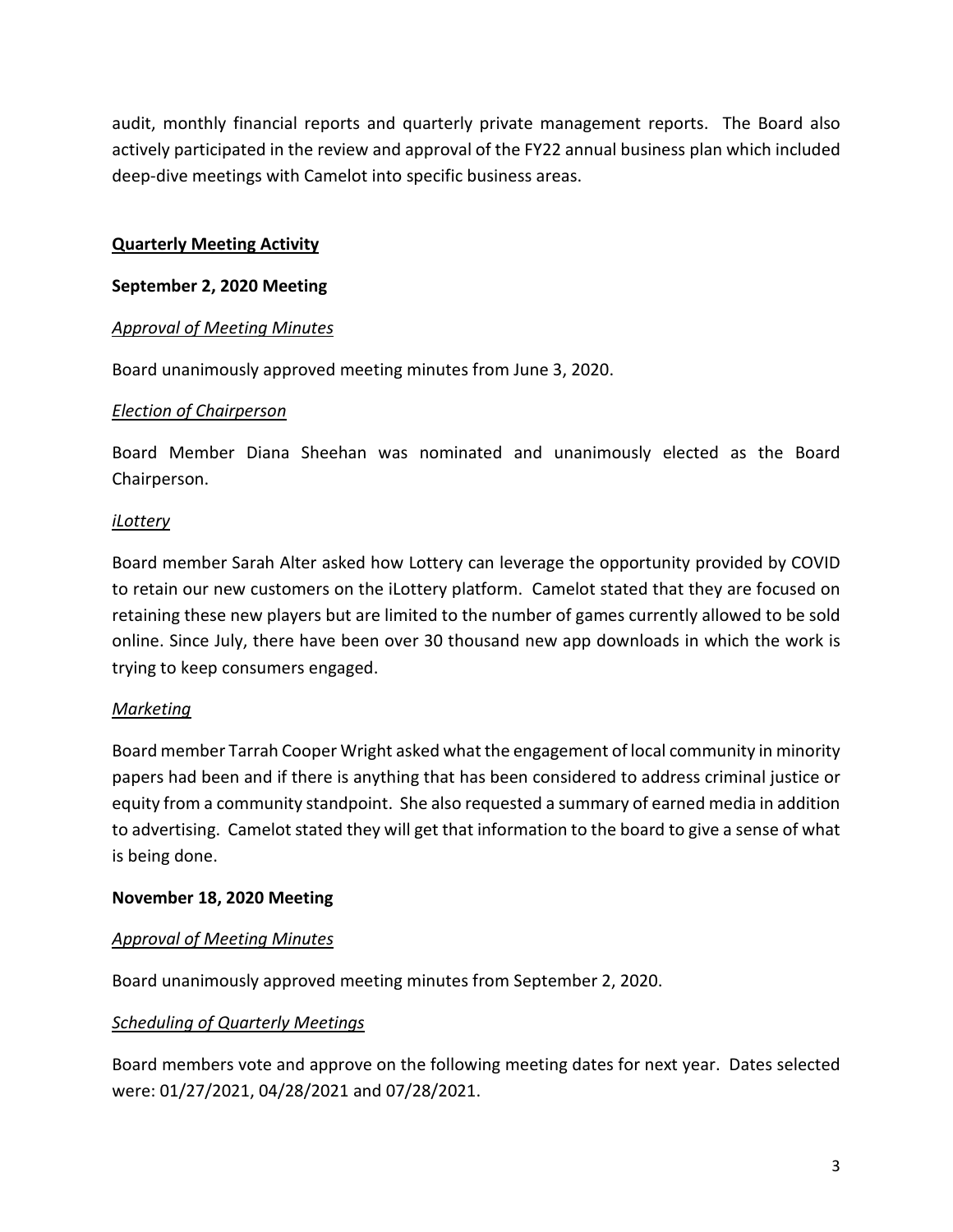audit, monthly financial reports and quarterly private management reports. The Board also actively participated in the review and approval of the FY22 annual business plan which included deep-dive meetings with Camelot into specific business areas.

## Quarterly Meeting Activity

### September 2, 2020 Meeting

#### *Approval of Meeting Minutes*

Board unanimously approved meeting minutes from June 3, 2020.

#### *Election of Chairperson*

Board Member Diana Sheehan was nominated and unanimously elected as the Board Chairperson.

#### *iLottery*

Board member Sarah Alter asked how Lottery can leverage the opportunity provided by COVID to retain our new customers on the iLottery platform. Camelot stated that they are focused on retaining these new players but are limited to the number of games currently allowed to be sold online. Since July, there have been over 30 thousand new app downloads in which the work is trying to keep consumers engaged.

#### *Marketing*

Board member Tarrah Cooper Wright asked what the engagement of local community in minority papers had been and if there is anything that has been considered to address criminal justice or equity from a community standpoint. She also requested a summary of earned media in addition to advertising. Camelot stated they will get that information to the board to give a sense of what is being done.

### November 18, 2020 Meeting

#### *Approval of Meeting Minutes*

Board unanimously approved meeting minutes from September 2, 2020.

#### *Scheduling of Quarterly Meetings*

Board members vote and approve on the following meeting dates for next year. Dates selected were: 01/27/2021, 04/28/2021 and 07/28/2021.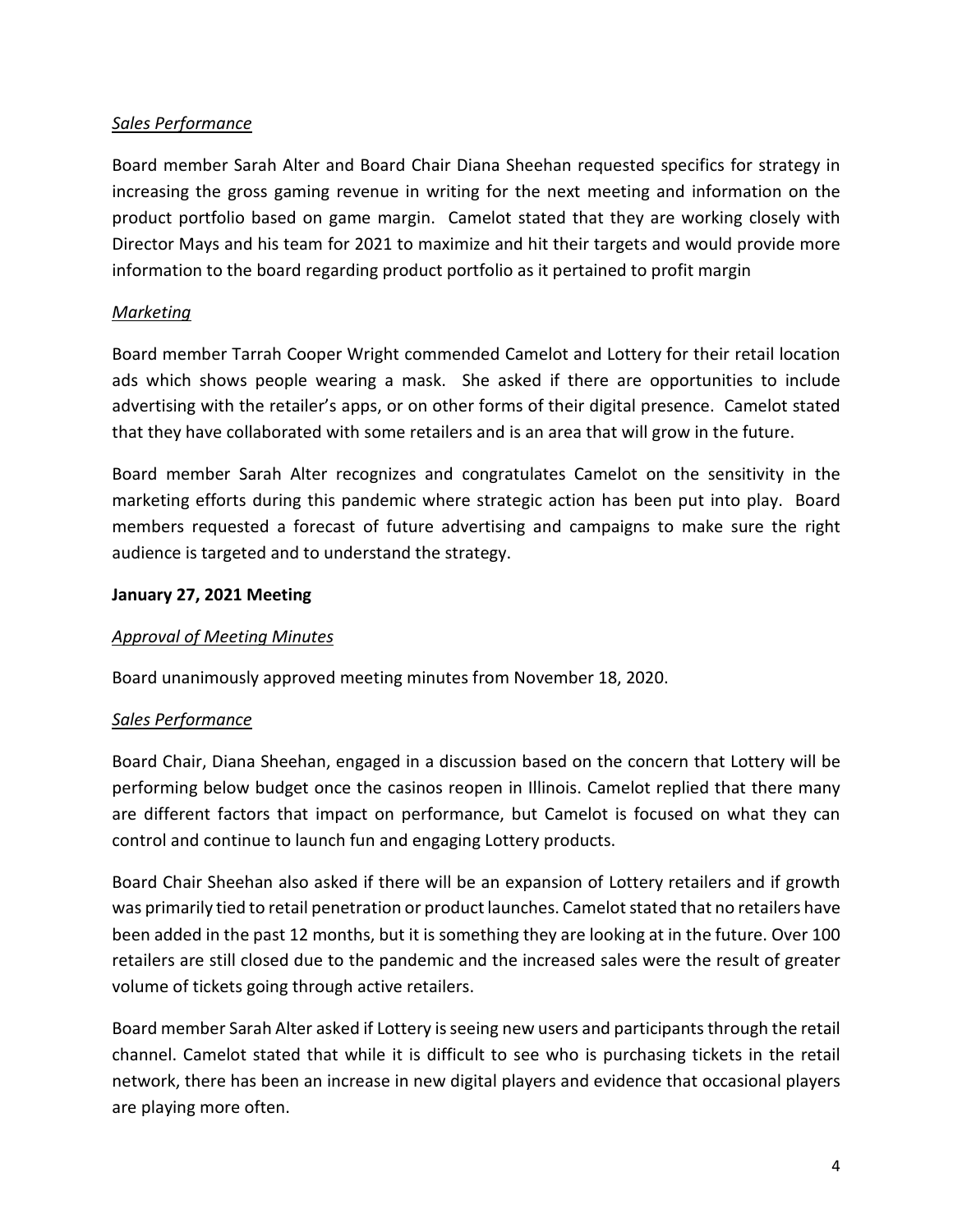*Sales Performance*

Board member Sarah Alter and Board Chair Diana Sheehan requested specifics for strategy in increasing the gross gaming revenue in writing for the next meeting and information on the product portfolio based on game margin. Camelot stated that they are working closely with Director Mays and his team for 2021 to maximize and hit their targets and would provide more information to the board regarding product portfolio as it pertained to profit margin

*Marketing*

Board member Tarrah Cooper Wright commended Camelot and Lottery for their retail location ads which shows people wearing a mask. She asked if there are opportunities to include advertising with the retailer's apps, or on other forms of their digital presence. Camelot stated that they have collaborated with some retailers and is an area that will grow in the future.

Board member Sarah Alter recognizes and congratulates Camelot on the sensitivity in the marketing efforts during this pandemic where strategic action has been put into play. Board members requested a forecast of future advertising and campaigns to make sure the right audience is targeted and to understand the strategy.

**January 27, 2021 Meeting**

*Approval of Meeting Minutes*

Board unanimously approved meeting minutes from November 18, 2020.

*Sales Performance*

Board Chair, Diana Sheehan, engaged in a discussion based on the concern that Lottery will be performing below budget once the casinos reopen in Illinois. Camelot replied that there many are different factors that impact on performance, but Camelot is focused on what they can control and continue to launch fun and engaging Lottery products.

Board Chair Sheehan also asked if there will be an expansion of Lottery retailers and if growth was primarily tied to retail penetration or product launches. Camelot stated that no retailers have been added in the past 12 months, but it is something they are looking at in the future. Over 100 retailers are still closed due to the pandemic and the increased sales were the result of greater volume of tickets going through active retailers.

Board member Sarah Alter asked if Lottery is seeing new users and participants through the retail channel. Camelot stated that while it is difficult to see who is purchasing tickets in the retail network, there has been an increase in new digital players and evidence that occasional players are playing more often.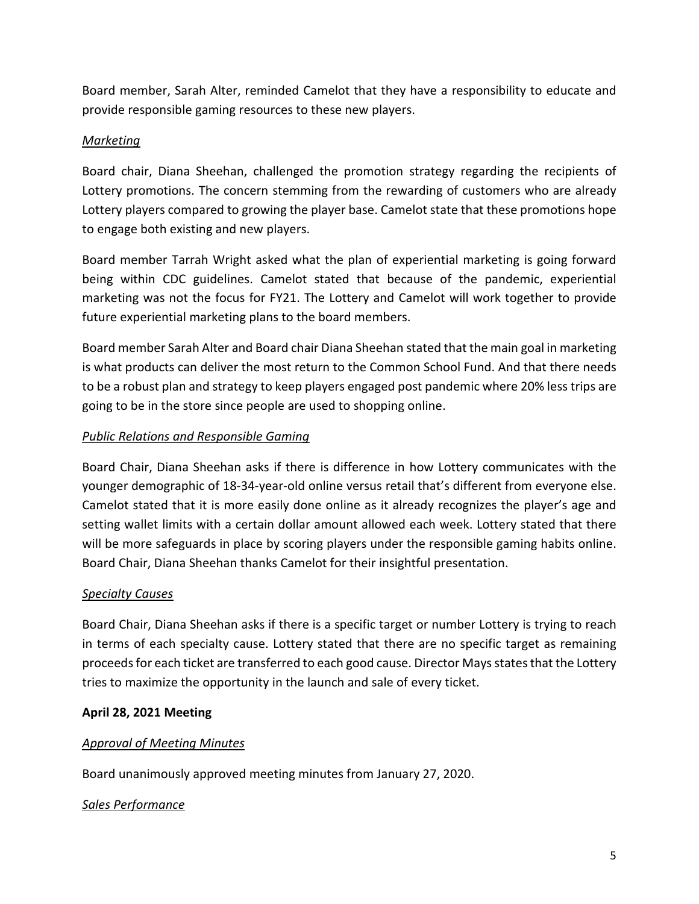Board member, Sarah Alter, reminded Camelot that they have a responsibility to educate and provide responsible gaming resources to these new players.

*Marketing*

Board chair, Diana Sheehan, challenged the promotion strategy regarding the recipients of Lottery promotions. The concern stemming from the rewarding of customers who are already Lottery players compared to growing the player base. Camelot state that these promotions hope to engage both existing and new players.

Board member Tarrah Wright asked what the plan of experiential marketing is going forward being within CDC guidelines. Camelot stated that because of the pandemic, experiential marketing was not the focus for FY21. The Lottery and Camelot will work together to provide future experiential marketing plans to the board members.

Board member Sarah Alter and Board chair Diana Sheehan stated that the main goal in marketing is what products can deliver the most return to the Common School Fund. And that there needs to be a robust plan and strategy to keep players engaged post pandemic where 20% less trips are going to be in the store since people are used to shopping online.

*Public Relations and Responsible Gaming*

Board Chair, Diana Sheehan asks if there is difference in how Lottery communicates with the younger demographic of 18-34-year-old online versus retail that's different from everyone else. Camelot stated that it is more easily done online as it already recognizes the player's age and setting wallet limits with a certain dollar amount allowed each week. Lottery stated that there will be more safeguards in place by scoring players under the responsible gaming habits online. Board Chair, Diana Sheehan thanks Camelot for their insightful presentation.

*Specialty Causes*

Board Chair, Diana Sheehan asks if there is a specific target or number Lottery is trying to reach in terms of each specialty cause. Lottery stated that there are no specific target as remaining proceeds for each ticket are transferred to each good cause. Director Mays states that the Lottery tries to maximize the opportunity in the launch and sale of every ticket.

**April 28, 2021 Meeting**

*Approval of Meeting Minutes*

Board unanimously approved meeting minutes from January 27, 2020.

*Sales Performance*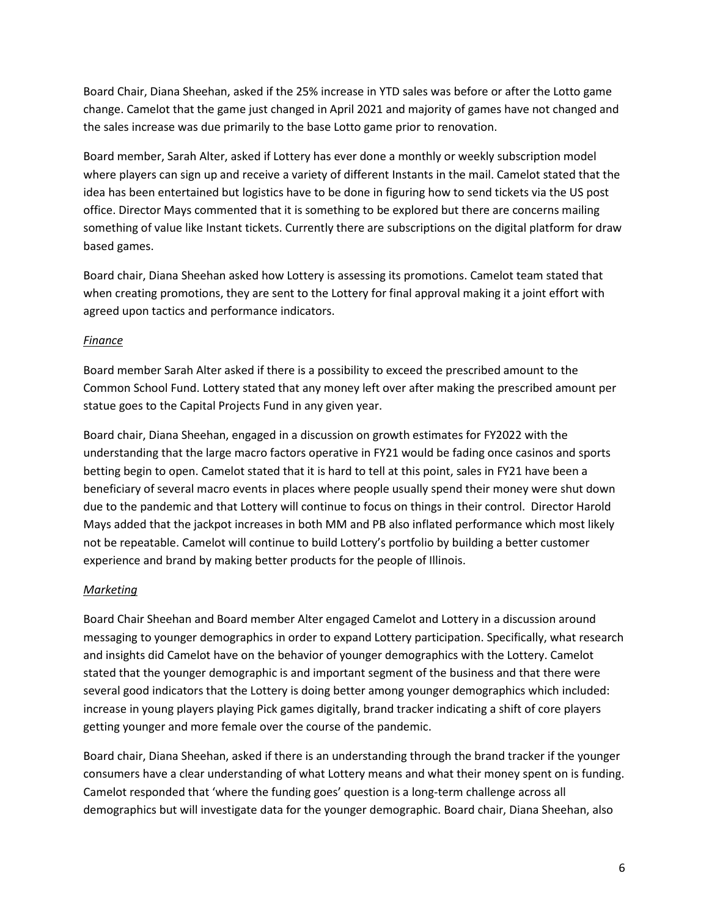Board Chair, Diana Sheehan, asked if the 25% increase in YTD sales was before or after the Lotto game change. Camelot that the game just changed in April 2021 and majority of games have not changed and the sales increase was due primarily to the base Lotto game prior to renovation.

Board member, Sarah Alter, asked if Lottery has ever done a monthly or weekly subscription model where players can sign up and receive a variety of different Instants in the mail. Camelot stated that the idea has been entertained but logistics have to be done in figuring how to send tickets via the US post office. Director Mays commented that it is something to be explored but there are concerns mailing something of value like Instant tickets. Currently there are subscriptions on the digital platform for draw based games.

Board chair, Diana Sheehan asked how Lottery is assessing its promotions. Camelot team stated that when creating promotions, they are sent to the Lottery for final approval making it a joint effort with agreed upon tactics and performance indicators.

*Finance*

Board member Sarah Alter asked if there is a possibility to exceed the prescribed amount to the Common School Fund. Lottery stated that any money left over after making the prescribed amount per statue goes to the Capital Projects Fund in any given year.

Board chair, Diana Sheehan, engaged in a discussion on growth estimates for FY2022 with the understanding that the large macro factors operative in FY21 would be fading once casinos and sports betting begin to open. Camelot stated that it is hard to tell at this point, sales in FY21 have been a beneficiary of several macro events in places where people usually spend their money were shut down due to the pandemic and that Lottery will continue to focus on things in their control. Director Harold Mays added that the jackpot increases in both MM and PB also inflated performance which most likely not be repeatable. Camelot will continue to build Lottery's portfolio by building a better customer experience and brand by making better products for the people of Illinois.

*Marketing*

Board Chair Sheehan and Board member Alter engaged Camelot and Lottery in a discussion around messaging to younger demographics in order to expand Lottery participation. Specifically, what research and insights did Camelot have on the behavior of younger demographics with the Lottery. Camelot stated that the younger demographic is and important segment of the business and that there were several good indicators that the Lottery is doing better among younger demographics which included: increase in young players playing Pick games digitally, brand tracker indicating a shift of core players getting younger and more female over the course of the pandemic.

Board chair, Diana Sheehan, asked if there is an understanding through the brand tracker if the younger consumers have a clear understanding of what Lottery means and what their money spent on is funding. Camelot responded that 'where the funding goes' question is a long-term challenge across all demographics but will investigate data for the younger demographic. Board chair, Diana Sheehan, also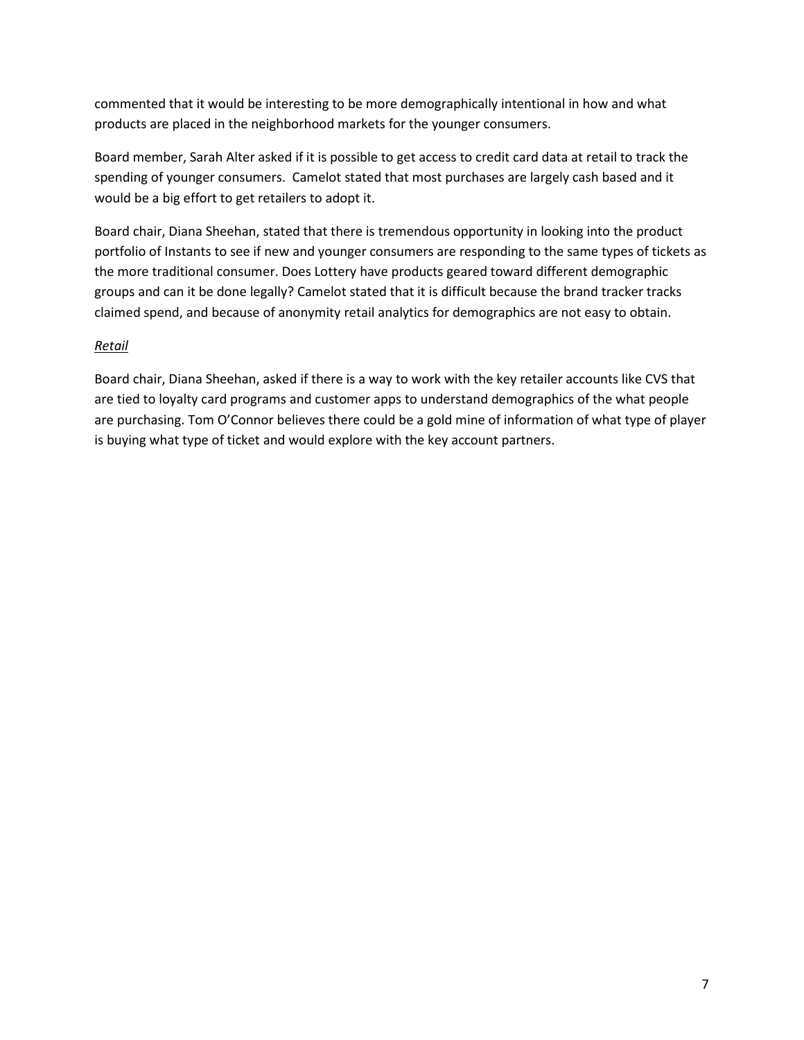commented that it would be interesting to be more demographically intentional in how and what products are placed in the neighborhood markets for the younger consumers.

Board member, Sarah Alter asked if it is possible to get access to credit card data at retail to track the spending of younger consumers. Camelot stated that most purchases are largely cash based and it would be a big effort to get retailers to adopt it.

Board chair, Diana Sheehan, stated that there is tremendous opportunity in looking into the product portfolio of Instants to see if new and younger consumers are responding to the same types of tickets as the more traditional consumer. Does Lottery have products geared toward different demographic groups and can it be done legally? Camelot stated that it is difficult because the brand tracker tracks claimed spend, and because of anonymity retail analytics for demographics are not easy to obtain.

*Retail*

Board chair, Diana Sheehan, asked if there is a way to work with the key retailer accounts like CVS that are tied to loyalty card programs and customer apps to understand demographics of the what people are purchasing. Tom O'Connor believes there could be a gold mine of information of what type of player is buying what type of ticket and would explore with the key account partners.